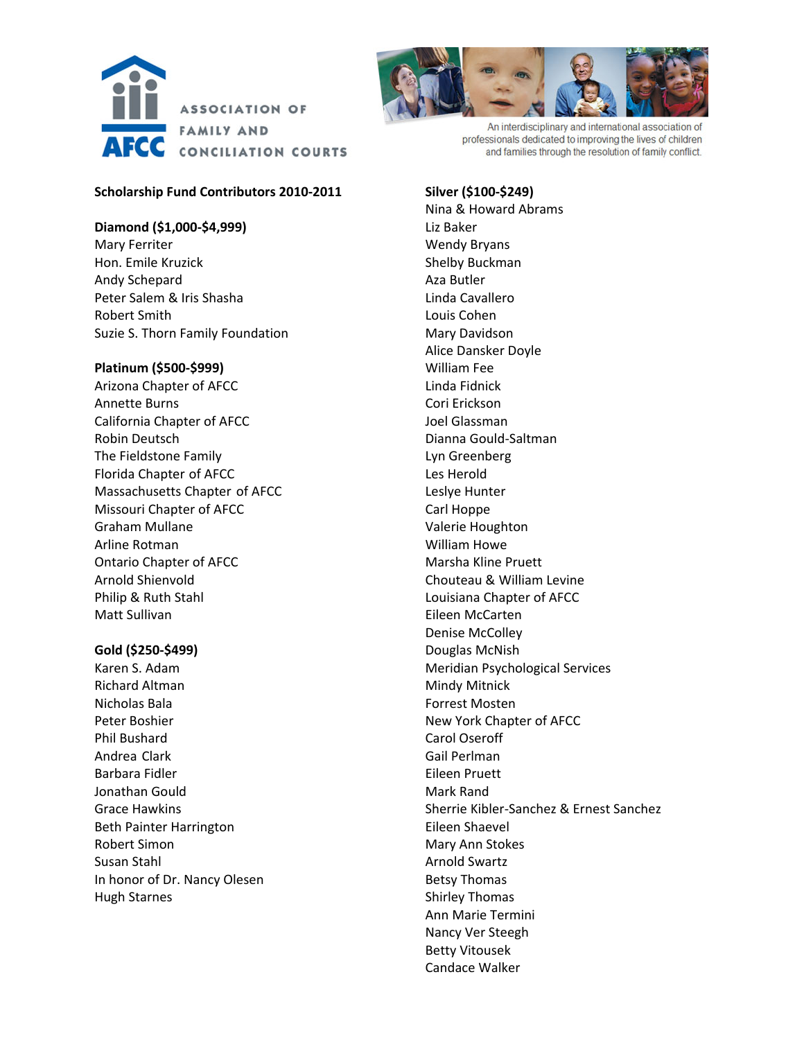# ASSOCIATION OF FAMILY AND CONCILIATION COURTS

An interdisciplinary and international association of professionals dedicated to improving the lives of children and families through the resolution of family conflict.

## Scholarship Fund Contributors 2010-2011

**Diamond ($1,000-$4,999)**

Mary Ferriter
Hon. Emile Kruzick
Andy Schepard
Peter Salem & Iris Shasha
Robert Smith
Suzie S. Thorn Family Foundation

**Platinum ($500-$999)**

Arizona Chapter of AFCC
Annette Burns
California Chapter of AFCC
Robin Deutsch
The Fieldstone Family
Florida Chapter of AFCC
Massachusetts Chapter of AFCC
Missouri Chapter of AFCC
Graham Mullane
Arline Rotman
Ontario Chapter of AFCC
Arnold Shienvold
Philip & Ruth Stahl
Matt Sullivan

**Gold ($250-$499)**

Karen S. Adam
Richard Altman
Nicholas Bala
Peter Boshier
Phil Bushard
Andrea Clark
Barbara Fidler
Jonathan Gould
Grace Hawkins
Beth Painter Harrington
Robert Simon
Susan Stahl
In honor of Dr. Nancy Olesen
Hugh Starnes

**Silver ($100-$249)**

Nina & Howard Abrams
Liz Baker
Wendy Bryans
Shelby Buckman
Aza Butler
Linda Cavallero
Louis Cohen
Mary Davidson
Alice Dansker Doyle
William Fee
Linda Fidnick
Cori Erickson
Joel Glassman
Dianna Gould-Saltman
Lyn Greenberg
Les Herold
Leslye Hunter
Carl Hoppe
Valerie Houghton
William Howe
Marsha Kline Pruett
Chouteau & William Levine
Louisiana Chapter of AFCC
Eileen McCarten
Denise McColley
Douglas McNish
Meridian Psychological Services
Mindy Mitnick
Forrest Mosten
New York Chapter of AFCC
Carol Oseroff
Gail Perlman
Eileen Pruett
Mark Rand
Sherrie Kibler-Sanchez & Ernest Sanchez
Eileen Shaevel
Mary Ann Stokes
Arnold Swartz
Betsy Thomas
Shirley Thomas
Ann Marie Termini
Nancy Ver Steegh
Betty Vitousek
Candace Walker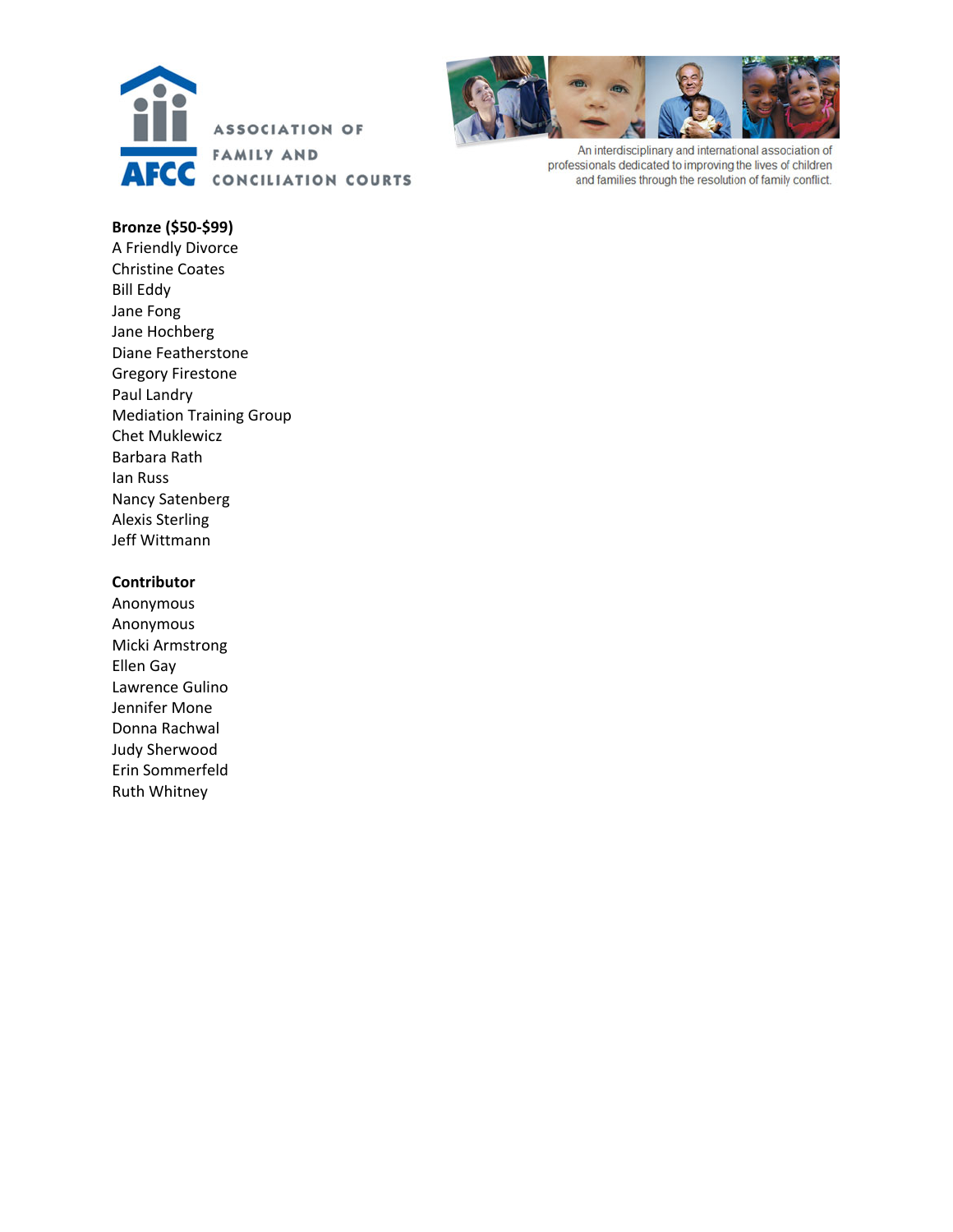ASSOCIATION OF FAMILY AND CONCILIATION COURTS

An interdisciplinary and international association of professionals dedicated to improving the lives of children and families through the resolution of family conflict.

**Bronze ($50-$99)**

A Friendly Divorce
Christine Coates
Bill Eddy
Jane Fong
Jane Hochberg
Diane Featherstone
Gregory Firestone
Paul Landry
Mediation Training Group
Chet Muklewicz
Barbara Rath
Ian Russ
Nancy Satenberg
Alexis Sterling
Jeff Wittmann

**Contributor**

Anonymous
Anonymous
Micki Armstrong
Ellen Gay
Lawrence Gulino
Jennifer Mone
Donna Rachwal
Judy Sherwood
Erin Sommerfeld
Ruth Whitney